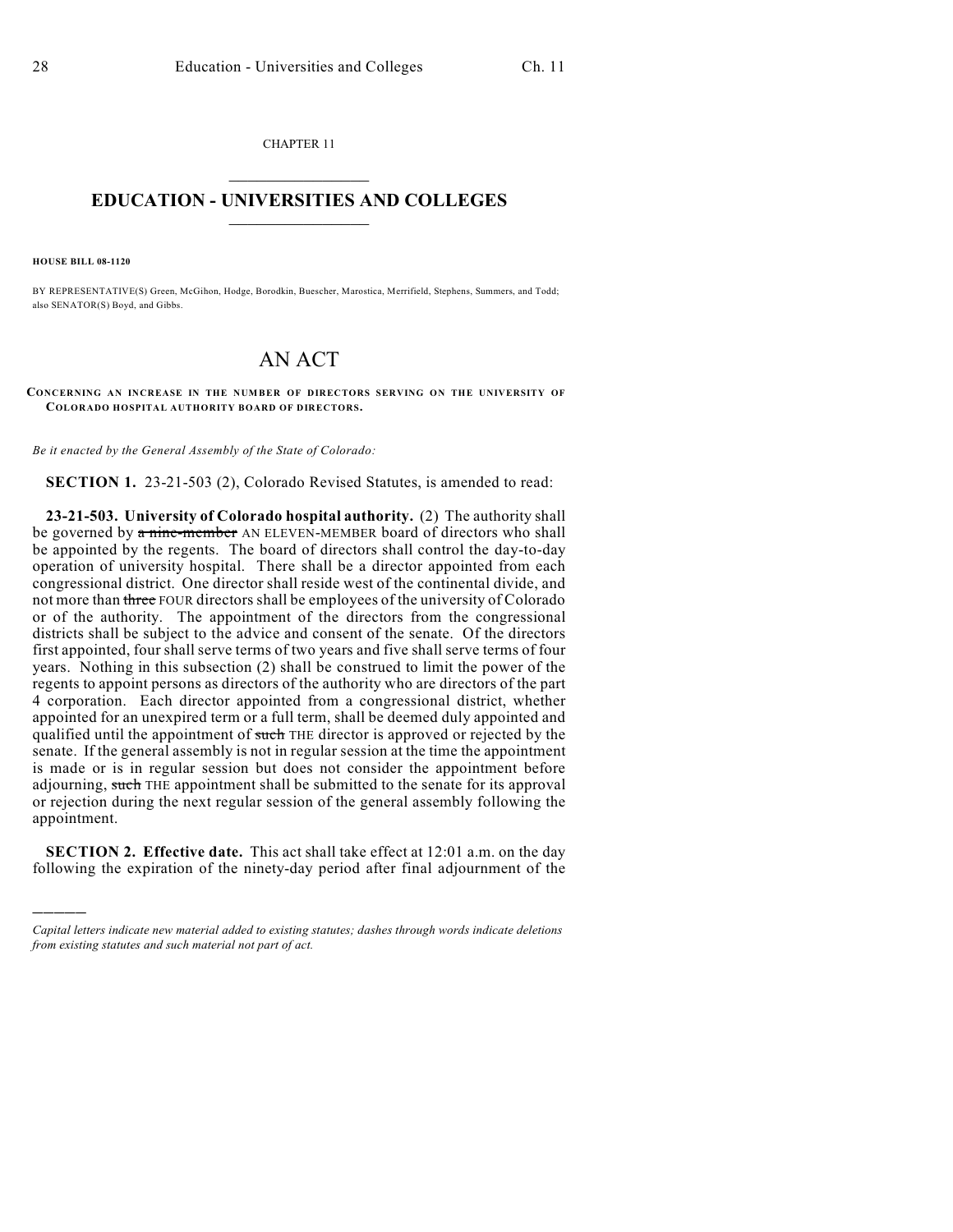CHAPTER 11

# EDUCATION - UNIVERSITIES AND COLLEGES

**HOUSE BILL 08-1120**

BY REPRESENTATIVE(S) Green, McGihon, Hodge, Borodkin, Buescher, Marostica, Merrifield, Stephens, Summers, and Todd; also SENATOR(S) Boyd, and Gibbs.

# AN ACT

**CONCERNING AN INCREASE IN THE NUMBER OF DIRECTORS SERVING ON THE UNIVERSITY OF COLORADO HOSPITAL AUTHORITY BOARD OF DIRECTORS.**

*Be it enacted by the General Assembly of the State of Colorado:*

**SECTION 1.** 23-21-503 (2), Colorado Revised Statutes, is amended to read:

**23-21-503. University of Colorado hospital authority.** (2) The authority shall be governed by ~~a nine-member~~ AN ELEVEN-MEMBER board of directors who shall be appointed by the regents. The board of directors shall control the day-to-day operation of university hospital. There shall be a director appointed from each congressional district. One director shall reside west of the continental divide, and not more than ~~three~~ FOUR directors shall be employees of the university of Colorado or of the authority. The appointment of the directors from the congressional districts shall be subject to the advice and consent of the senate. Of the directors first appointed, four shall serve terms of two years and five shall serve terms of four years. Nothing in this subsection (2) shall be construed to limit the power of the regents to appoint persons as directors of the authority who are directors of the part 4 corporation. Each director appointed from a congressional district, whether appointed for an unexpired term or a full term, shall be deemed duly appointed and qualified until the appointment of ~~such~~ THE director is approved or rejected by the senate. If the general assembly is not in regular session at the time the appointment is made or is in regular session but does not consider the appointment before adjourning, ~~such~~ THE appointment shall be submitted to the senate for its approval or rejection during the next regular session of the general assembly following the appointment.

**SECTION 2. Effective date.** This act shall take effect at 12:01 a.m. on the day following the expiration of the ninety-day period after final adjournment of the

*Capital letters indicate new material added to existing statutes; dashes through words indicate deletions from existing statutes and such material not part of act.*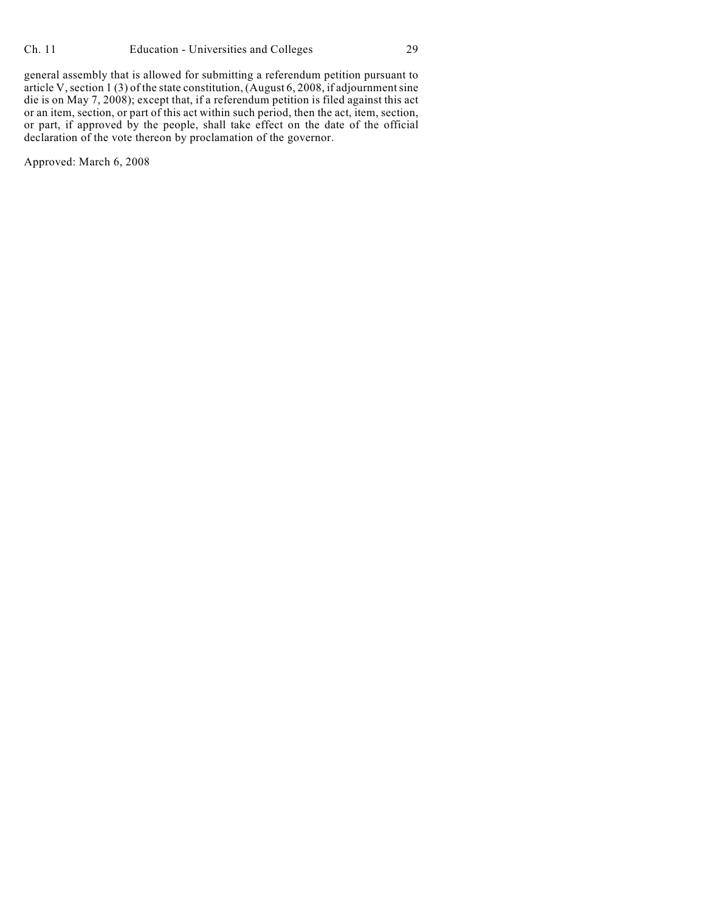general assembly that is allowed for submitting a referendum petition pursuant to article V, section 1 (3) of the state constitution, (August 6, 2008, if adjournment sine die is on May 7, 2008); except that, if a referendum petition is filed against this act or an item, section, or part of this act within such period, then the act, item, section, or part, if approved by the people, shall take effect on the date of the official declaration of the vote thereon by proclamation of the governor.

Approved: March 6, 2008